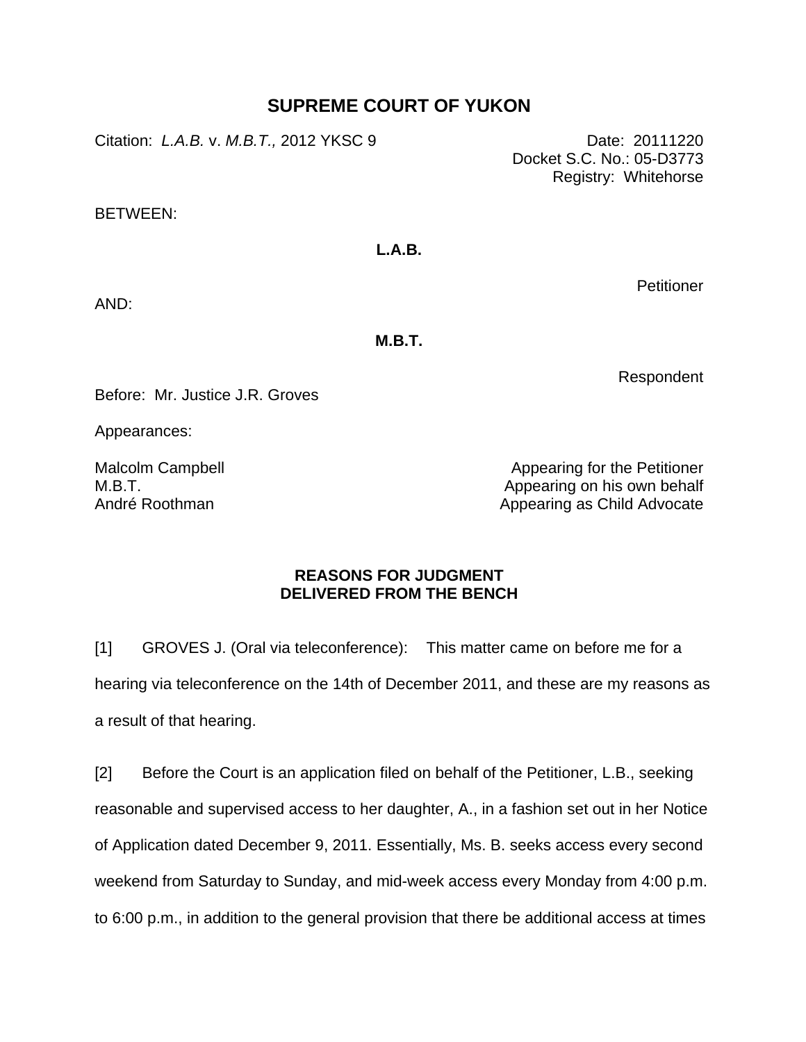# SUPREME COURT OF YUKON

Citation: *L.A.B.* v. *M.B.T.,* 2012 YKSC 9

Date: 20111220
Docket S.C. No.: 05-D3773
Registry: Whitehorse

BETWEEN:

**L.A.B.**

Petitioner

AND:

**M.B.T.**

Respondent

Before: Mr. Justice J.R. Groves

Appearances:

| | |
|---|---|
| Malcolm Campbell | Appearing for the Petitioner |
| M.B.T. | Appearing on his own behalf |
| André Roothman | Appearing as Child Advocate |

## REASONS FOR JUDGMENT DELIVERED FROM THE BENCH

[1] GROVES J. (Oral via teleconference): This matter came on before me for a hearing via teleconference on the 14th of December 2011, and these are my reasons as a result of that hearing.

[2] Before the Court is an application filed on behalf of the Petitioner, L.B., seeking reasonable and supervised access to her daughter, A., in a fashion set out in her Notice of Application dated December 9, 2011. Essentially, Ms. B. seeks access every second weekend from Saturday to Sunday, and mid-week access every Monday from 4:00 p.m. to 6:00 p.m., in addition to the general provision that there be additional access at times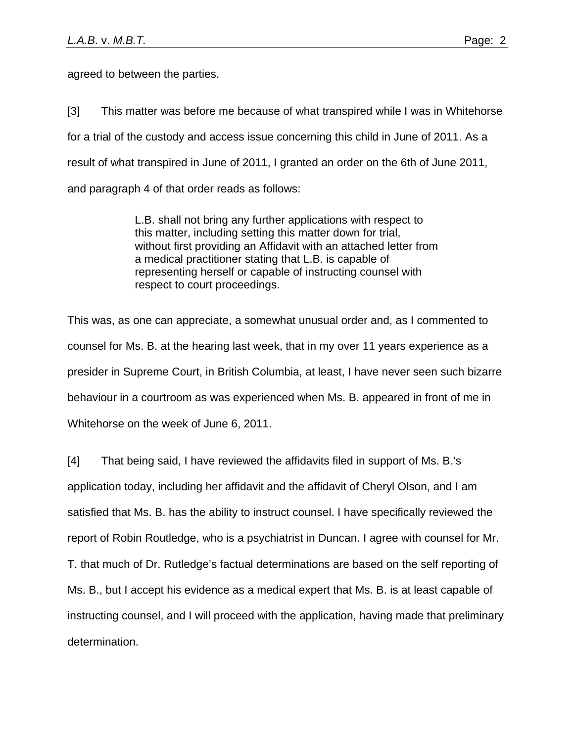agreed to between the parties.

[3] This matter was before me because of what transpired while I was in Whitehorse for a trial of the custody and access issue concerning this child in June of 2011. As a result of what transpired in June of 2011, I granted an order on the 6th of June 2011, and paragraph 4 of that order reads as follows:

> L.B. shall not bring any further applications with respect to this matter, including setting this matter down for trial, without first providing an Affidavit with an attached letter from a medical practitioner stating that L.B. is capable of representing herself or capable of instructing counsel with respect to court proceedings.

This was, as one can appreciate, a somewhat unusual order and, as I commented to counsel for Ms. B. at the hearing last week, that in my over 11 years experience as a presider in Supreme Court, in British Columbia, at least, I have never seen such bizarre behaviour in a courtroom as was experienced when Ms. B. appeared in front of me in Whitehorse on the week of June 6, 2011.

[4] That being said, I have reviewed the affidavits filed in support of Ms. B.'s application today, including her affidavit and the affidavit of Cheryl Olson, and I am satisfied that Ms. B. has the ability to instruct counsel. I have specifically reviewed the report of Robin Routledge, who is a psychiatrist in Duncan. I agree with counsel for Mr. T. that much of Dr. Rutledge's factual determinations are based on the self reporting of Ms. B., but I accept his evidence as a medical expert that Ms. B. is at least capable of instructing counsel, and I will proceed with the application, having made that preliminary determination.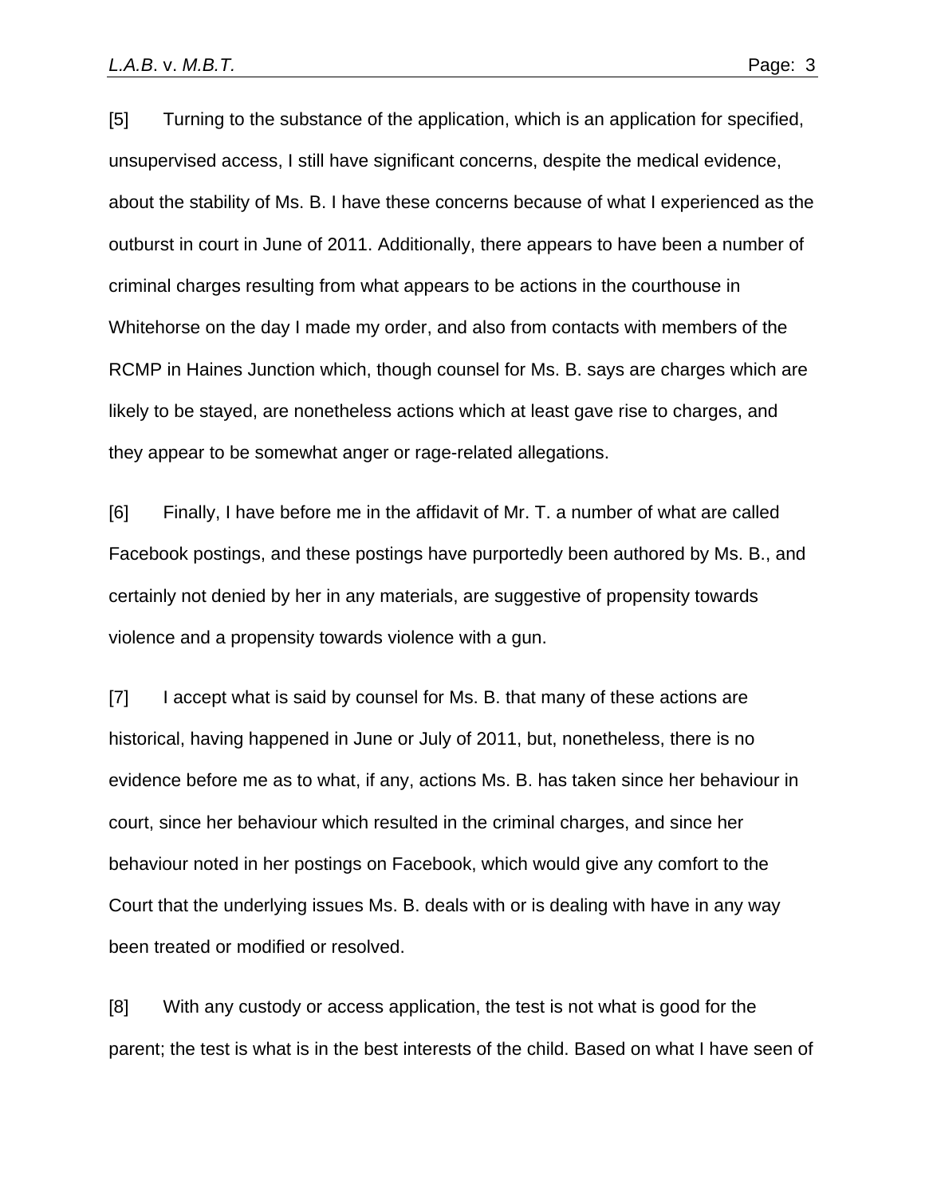[5] Turning to the substance of the application, which is an application for specified, unsupervised access, I still have significant concerns, despite the medical evidence, about the stability of Ms. B. I have these concerns because of what I experienced as the outburst in court in June of 2011. Additionally, there appears to have been a number of criminal charges resulting from what appears to be actions in the courthouse in Whitehorse on the day I made my order, and also from contacts with members of the RCMP in Haines Junction which, though counsel for Ms. B. says are charges which are likely to be stayed, are nonetheless actions which at least gave rise to charges, and they appear to be somewhat anger or rage-related allegations.

[6] Finally, I have before me in the affidavit of Mr. T. a number of what are called Facebook postings, and these postings have purportedly been authored by Ms. B., and certainly not denied by her in any materials, are suggestive of propensity towards violence and a propensity towards violence with a gun.

[7] I accept what is said by counsel for Ms. B. that many of these actions are historical, having happened in June or July of 2011, but, nonetheless, there is no evidence before me as to what, if any, actions Ms. B. has taken since her behaviour in court, since her behaviour which resulted in the criminal charges, and since her behaviour noted in her postings on Facebook, which would give any comfort to the Court that the underlying issues Ms. B. deals with or is dealing with have in any way been treated or modified or resolved.

[8] With any custody or access application, the test is not what is good for the parent; the test is what is in the best interests of the child. Based on what I have seen of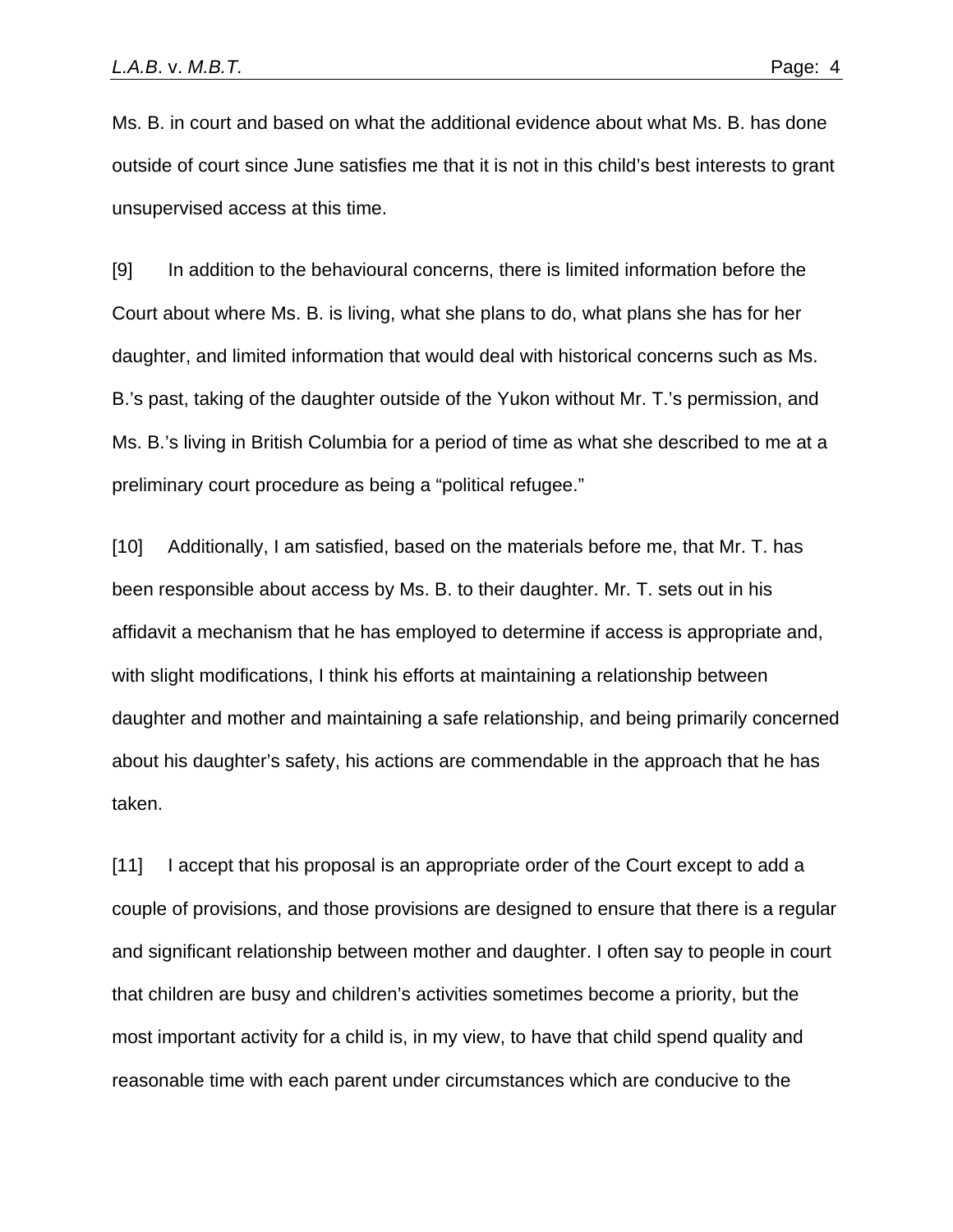Ms. B. in court and based on what the additional evidence about what Ms. B. has done outside of court since June satisfies me that it is not in this child's best interests to grant unsupervised access at this time.

[9] In addition to the behavioural concerns, there is limited information before the Court about where Ms. B. is living, what she plans to do, what plans she has for her daughter, and limited information that would deal with historical concerns such as Ms. B.'s past, taking of the daughter outside of the Yukon without Mr. T.'s permission, and Ms. B.'s living in British Columbia for a period of time as what she described to me at a preliminary court procedure as being a "political refugee."

[10] Additionally, I am satisfied, based on the materials before me, that Mr. T. has been responsible about access by Ms. B. to their daughter. Mr. T. sets out in his affidavit a mechanism that he has employed to determine if access is appropriate and, with slight modifications, I think his efforts at maintaining a relationship between daughter and mother and maintaining a safe relationship, and being primarily concerned about his daughter's safety, his actions are commendable in the approach that he has taken.

[11] I accept that his proposal is an appropriate order of the Court except to add a couple of provisions, and those provisions are designed to ensure that there is a regular and significant relationship between mother and daughter. I often say to people in court that children are busy and children's activities sometimes become a priority, but the most important activity for a child is, in my view, to have that child spend quality and reasonable time with each parent under circumstances which are conducive to the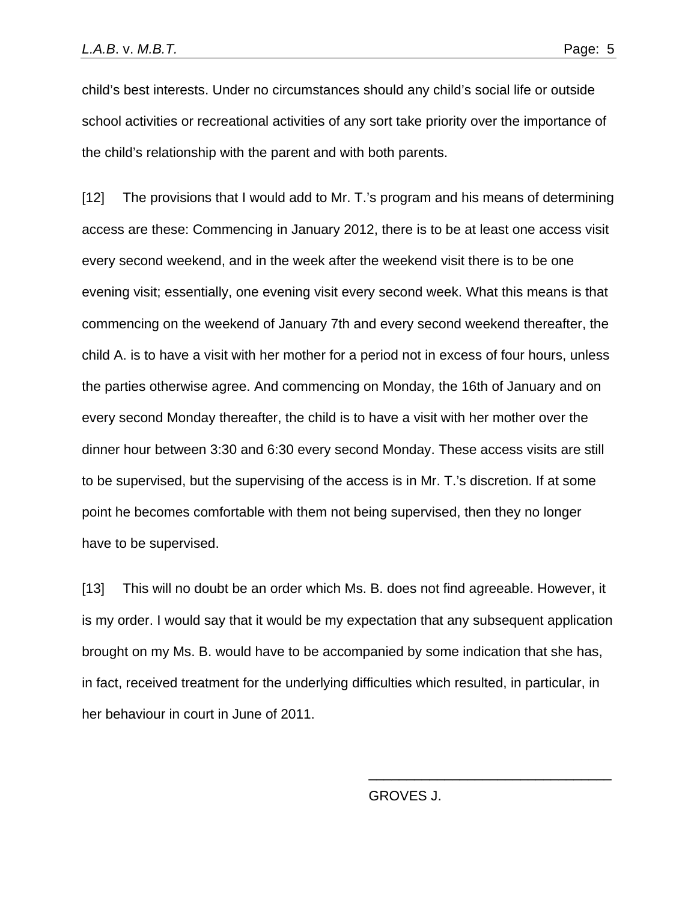child's best interests. Under no circumstances should any child's social life or outside school activities or recreational activities of any sort take priority over the importance of the child's relationship with the parent and with both parents.

[12] The provisions that I would add to Mr. T.'s program and his means of determining access are these: Commencing in January 2012, there is to be at least one access visit every second weekend, and in the week after the weekend visit there is to be one evening visit; essentially, one evening visit every second week. What this means is that commencing on the weekend of January 7th and every second weekend thereafter, the child A. is to have a visit with her mother for a period not in excess of four hours, unless the parties otherwise agree. And commencing on Monday, the 16th of January and on every second Monday thereafter, the child is to have a visit with her mother over the dinner hour between 3:30 and 6:30 every second Monday. These access visits are still to be supervised, but the supervising of the access is in Mr. T.'s discretion. If at some point he becomes comfortable with them not being supervised, then they no longer have to be supervised.

[13] This will no doubt be an order which Ms. B. does not find agreeable. However, it is my order. I would say that it would be my expectation that any subsequent application brought on my Ms. B. would have to be accompanied by some indication that she has, in fact, received treatment for the underlying difficulties which resulted, in particular, in her behaviour in court in June of 2011.

\_\_\_\_\_\_\_\_\_\_\_\_\_\_\_\_\_\_\_\_\_\_\_\_\_\_\_\_\_\_\_\_

GROVES J.